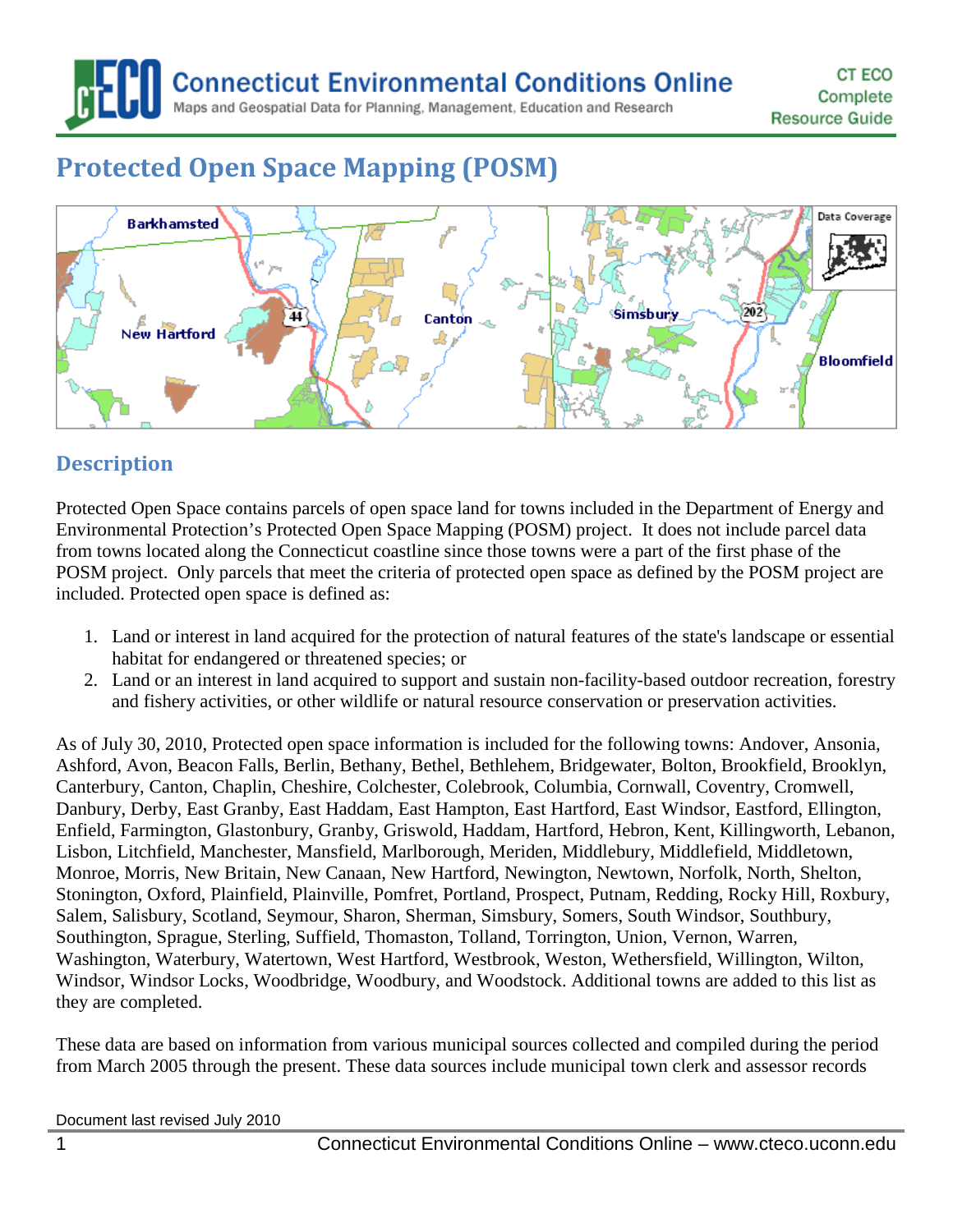# Protected Open Space Mapping (POSM)

## Description

Protected Open Space contains parcels of open space land for towns included in the Department of Energy and Environmental Protection's Protected Open Space Mapping (POSM) project. It does not include parcel data from towns located along the Connecticut coastline since those towns were a part of the first phase of the POSM project. Only parcels that meet the criteria of protected open space as defined by the POSM project are included. Protected open space is defined as:

1. Land or interest in land acquired for the protection of natural features of the state's landscape or essential habitat for endangered or threatened species; or
2. Land or an interest in land acquired to support and sustain non-facility-based outdoor recreation, forestry and fishery activities, or other wildlife or natural resource conservation or preservation activities.

As of July 30, 2010, Protected open space information is included for the following towns: Andover, Ansonia, Ashford, Avon, Beacon Falls, Berlin, Bethany, Bethel, Bethlehem, Bridgewater, Bolton, Brookfield, Brooklyn, Canterbury, Canton, Chaplin, Cheshire, Colchester, Colebrook, Columbia, Cornwall, Coventry, Cromwell, Danbury, Derby, East Granby, East Haddam, East Hampton, East Hartford, East Windsor, Eastford, Ellington, Enfield, Farmington, Glastonbury, Granby, Griswold, Haddam, Hartford, Hebron, Kent, Killingworth, Lebanon, Lisbon, Litchfield, Manchester, Mansfield, Marlborough, Meriden, Middlebury, Middlefield, Middletown, Monroe, Morris, New Britain, New Canaan, New Hartford, Newington, Newtown, Norfolk, North, Shelton, Stonington, Oxford, Plainfield, Plainville, Pomfret, Portland, Prospect, Putnam, Redding, Rocky Hill, Roxbury, Salem, Salisbury, Scotland, Seymour, Sharon, Sherman, Simsbury, Somers, South Windsor, Southbury, Southington, Sprague, Sterling, Suffield, Thomaston, Tolland, Torrington, Union, Vernon, Warren, Washington, Waterbury, Watertown, West Hartford, Westbrook, Weston, Wethersfield, Willington, Wilton, Windsor, Windsor Locks, Woodbridge, Woodbury, and Woodstock. Additional towns are added to this list as they are completed.

These data are based on information from various municipal sources collected and compiled during the period from March 2005 through the present. These data sources include municipal town clerk and assessor records

Document last revised July 2010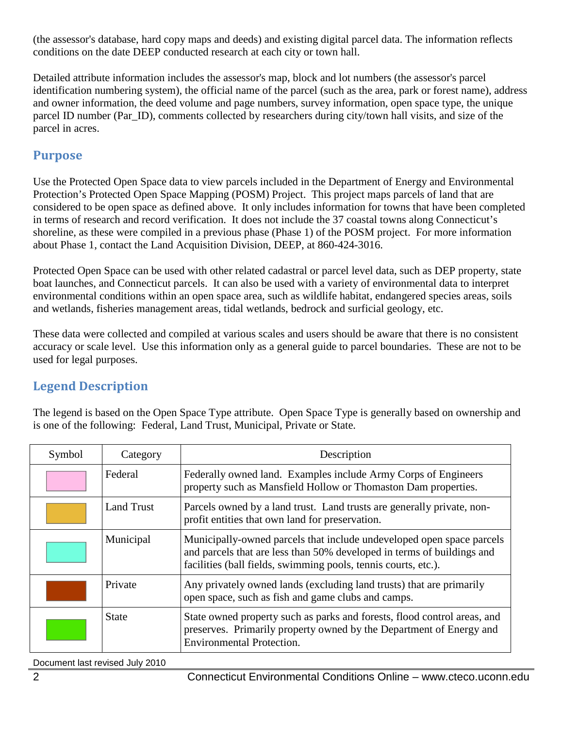(the assessor's database, hard copy maps and deeds) and existing digital parcel data. The information reflects conditions on the date DEEP conducted research at each city or town hall.

Detailed attribute information includes the assessor's map, block and lot numbers (the assessor's parcel identification numbering system), the official name of the parcel (such as the area, park or forest name), address and owner information, the deed volume and page numbers, survey information, open space type, the unique parcel ID number (Par_ID), comments collected by researchers during city/town hall visits, and size of the parcel in acres.

## Purpose

Use the Protected Open Space data to view parcels included in the Department of Energy and Environmental Protection's Protected Open Space Mapping (POSM) Project. This project maps parcels of land that are considered to be open space as defined above. It only includes information for towns that have been completed in terms of research and record verification. It does not include the 37 coastal towns along Connecticut's shoreline, as these were compiled in a previous phase (Phase 1) of the POSM project. For more information about Phase 1, contact the Land Acquisition Division, DEEP, at 860-424-3016.

Protected Open Space can be used with other related cadastral or parcel level data, such as DEP property, state boat launches, and Connecticut parcels. It can also be used with a variety of environmental data to interpret environmental conditions within an open space area, such as wildlife habitat, endangered species areas, soils and wetlands, fisheries management areas, tidal wetlands, bedrock and surficial geology, etc.

These data were collected and compiled at various scales and users should be aware that there is no consistent accuracy or scale level. Use this information only as a general guide to parcel boundaries. These are not to be used for legal purposes.

## Legend Description

The legend is based on the Open Space Type attribute. Open Space Type is generally based on ownership and is one of the following: Federal, Land Trust, Municipal, Private or State.

| Symbol | Category | Description |
|---|---|---|
| | Federal | Federally owned land. Examples include Army Corps of Engineers property such as Mansfield Hollow or Thomaston Dam properties. |
| | Land Trust | Parcels owned by a land trust. Land trusts are generally private, non-profit entities that own land for preservation. |
| | Municipal | Municipally-owned parcels that include undeveloped open space parcels and parcels that are less than 50% developed in terms of buildings and facilities (ball fields, swimming pools, tennis courts, etc.). |
| | Private | Any privately owned lands (excluding land trusts) that are primarily open space, such as fish and game clubs and camps. |
| | State | State owned property such as parks and forests, flood control areas, and preserves. Primarily property owned by the Department of Energy and Environmental Protection. |

Document last revised July 2010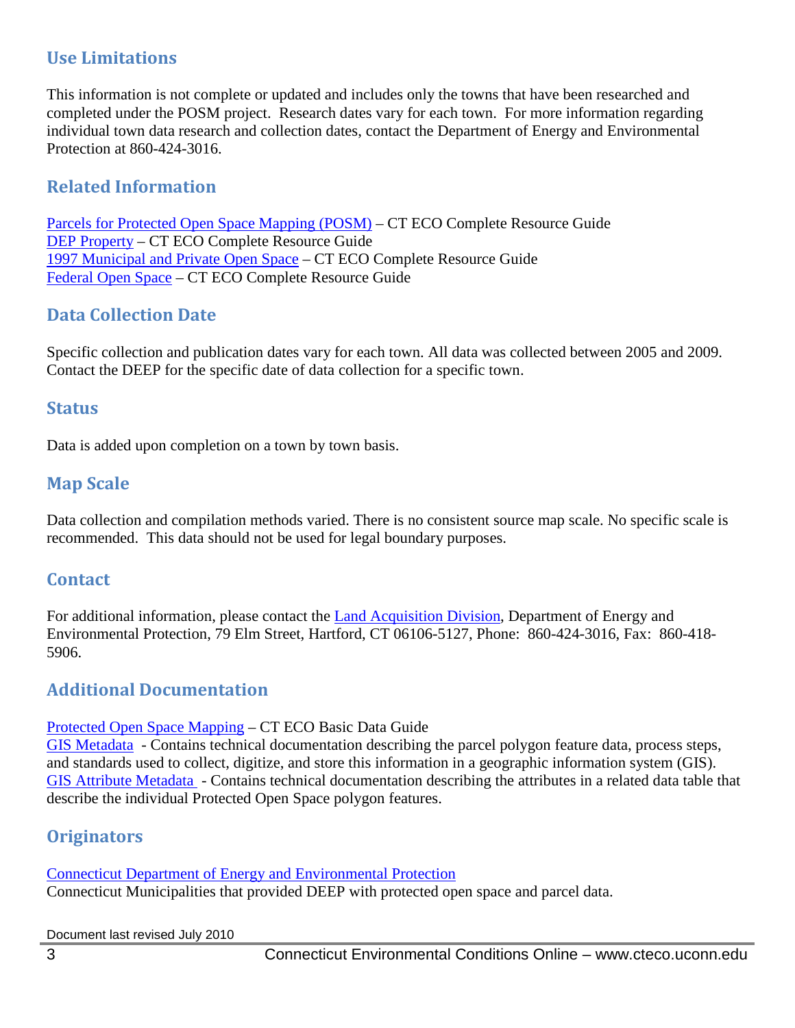## Use Limitations

This information is not complete or updated and includes only the towns that have been researched and completed under the POSM project. Research dates vary for each town. For more information regarding individual town data research and collection dates, contact the Department of Energy and Environmental Protection at 860-424-3016.

## Related Information

Parcels for Protected Open Space Mapping (POSM) – CT ECO Complete Resource Guide
DEP Property – CT ECO Complete Resource Guide
1997 Municipal and Private Open Space – CT ECO Complete Resource Guide
Federal Open Space – CT ECO Complete Resource Guide

## Data Collection Date

Specific collection and publication dates vary for each town. All data was collected between 2005 and 2009. Contact the DEEP for the specific date of data collection for a specific town.

## Status

Data is added upon completion on a town by town basis.

## Map Scale

Data collection and compilation methods varied. There is no consistent source map scale. No specific scale is recommended. This data should not be used for legal boundary purposes.

## Contact

For additional information, please contact the Land Acquisition Division, Department of Energy and Environmental Protection, 79 Elm Street, Hartford, CT 06106-5127, Phone: 860-424-3016, Fax: 860-418-5906.

## Additional Documentation

Protected Open Space Mapping – CT ECO Basic Data Guide
GIS Metadata - Contains technical documentation describing the parcel polygon feature data, process steps, and standards used to collect, digitize, and store this information in a geographic information system (GIS).
GIS Attribute Metadata - Contains technical documentation describing the attributes in a related data table that describe the individual Protected Open Space polygon features.

## Originators

Connecticut Department of Energy and Environmental Protection
Connecticut Municipalities that provided DEEP with protected open space and parcel data.

Document last revised July 2010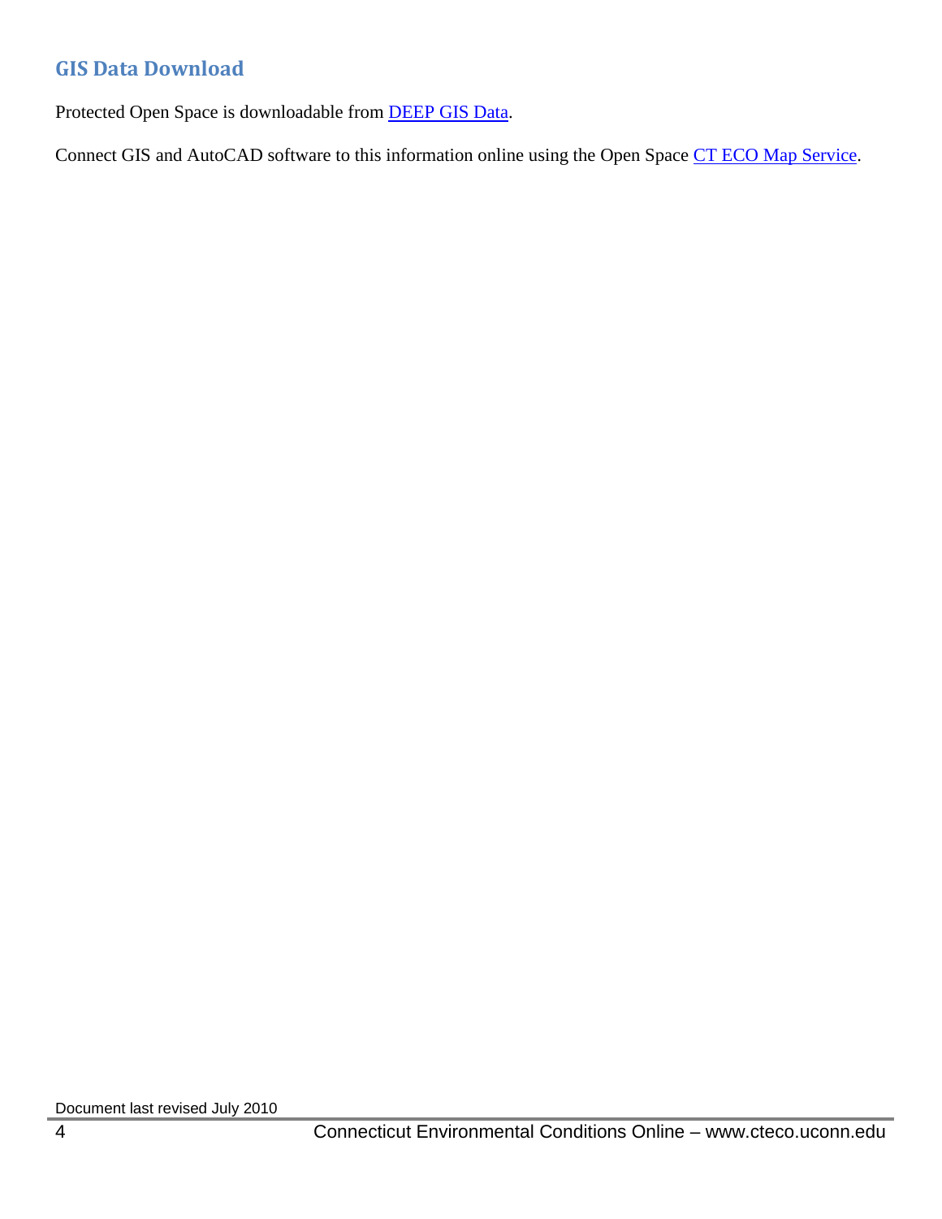## GIS Data Download

Protected Open Space is downloadable from DEEP GIS Data.

Connect GIS and AutoCAD software to this information online using the Open Space CT ECO Map Service.

Document last revised July 2010